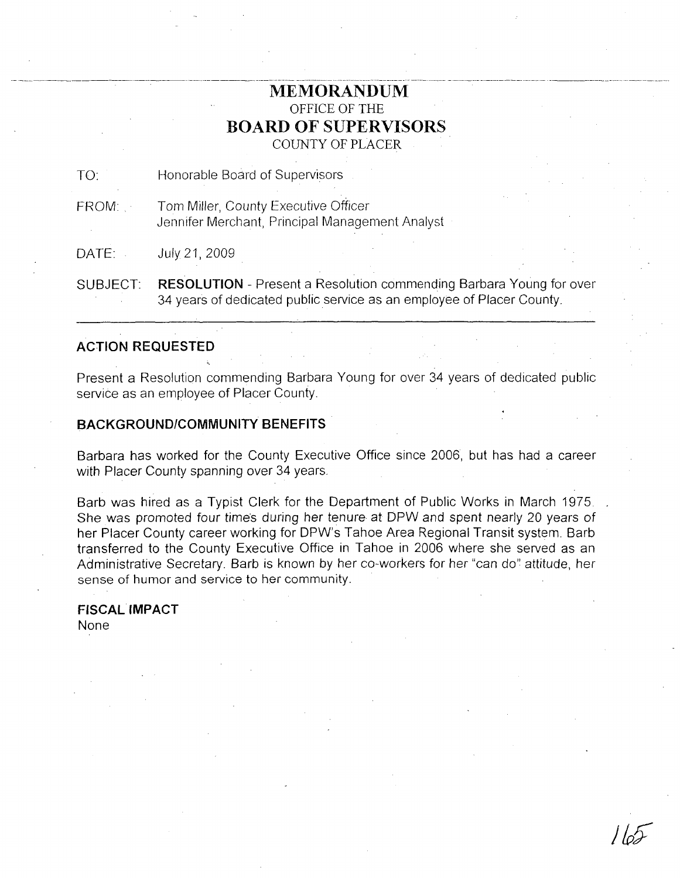# MEMORANDUM

OFFICE OF THE

## BOARD OF SUPERVISORS

COUNTY OF PLACER

TO: Honorable Board of Supervisors

FROM: Tom Miller, County Executive Officer
Jennifer Merchant, Principal Management Analyst

DATE: July 21, 2009

SUBJECT: **RESOLUTION** - Present a Resolution commending Barbara Young for over 34 years of dedicated public service as an employee of Placer County.

---

### ACTION REQUESTED

Present a Resolution commending Barbara Young for over 34 years of dedicated public service as an employee of Placer County.

### BACKGROUND/COMMUNITY BENEFITS

Barbara has worked for the County Executive Office since 2006, but has had a career with Placer County spanning over 34 years.

Barb was hired as a Typist Clerk for the Department of Public Works in March 1975. She was promoted four times during her tenure at DPW and spent nearly 20 years of her Placer County career working for DPW's Tahoe Area Regional Transit system. Barb transferred to the County Executive Office in Tahoe in 2006 where she served as an Administrative Secretary. Barb is known by her co-workers for her "can do" attitude, her sense of humor and service to her community.

### FISCAL IMPACT

None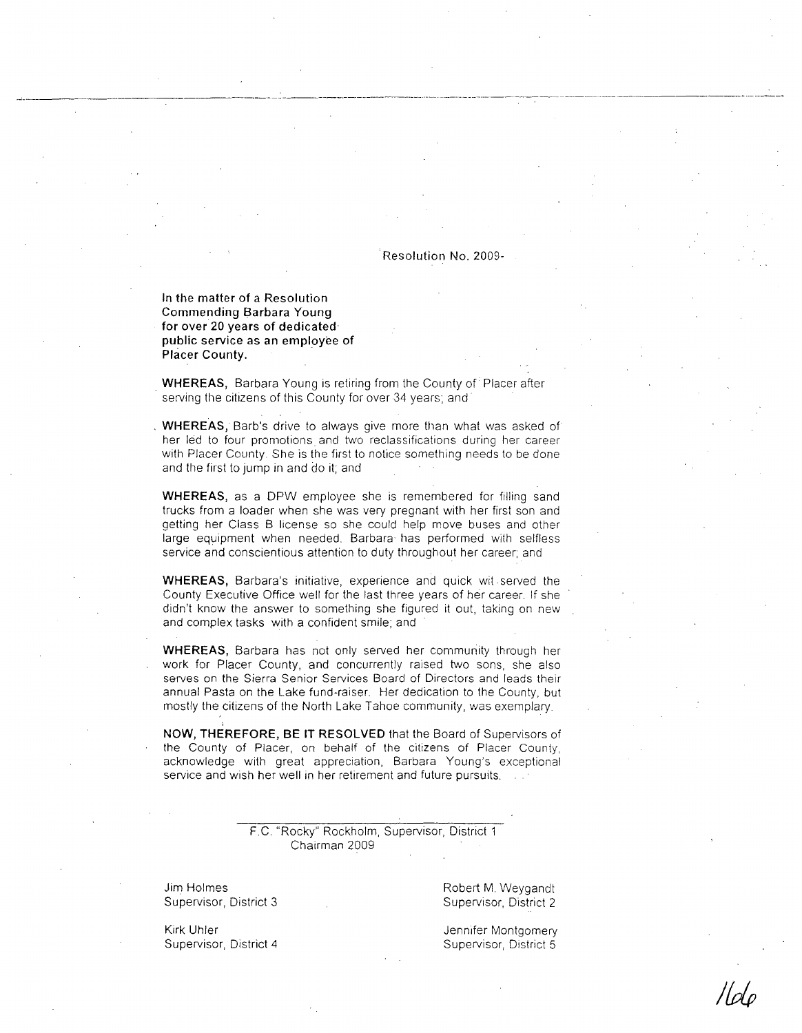Resolution No. 2009-

**In the matter of a Resolution Commending Barbara Young for over 20 years of dedicated public service as an employee of Placer County.**

**WHEREAS,** Barbara Young is retiring from the County of Placer after serving the citizens of this County for over 34 years; and

**WHEREAS,** Barb's drive to always give more than what was asked of her led to four promotions and two reclassifications during her career with Placer County. She is the first to notice something needs to be done and the first to jump in and do it; and

**WHEREAS,** as a DPW employee she is remembered for filling sand trucks from a loader when she was very pregnant with her first son and getting her Class B license so she could help move buses and other large equipment when needed. Barbara has performed with selfless service and conscientious attention to duty throughout her career; and

**WHEREAS,** Barbara's initiative, experience and quick wit served the County Executive Office well for the last three years of her career. If she didn't know the answer to something she figured it out, taking on new and complex tasks with a confident smile; and

**WHEREAS,** Barbara has not only served her community through her work for Placer County, and concurrently raised two sons, she also serves on the Sierra Senior Services Board of Directors and leads their annual Pasta on the Lake fund-raiser. Her dedication to the County, but mostly the citizens of the North Lake Tahoe community, was exemplary.

**NOW, THEREFORE, BE IT RESOLVED** that the Board of Supervisors of the County of Placer, on behalf of the citizens of Placer County, acknowledge with great appreciation, Barbara Young's exceptional service and wish her well in her retirement and future pursuits.

F.C. "Rocky" Rockholm, Supervisor, District 1
Chairman 2009

Jim Holmes
Supervisor, District 3

Robert M. Weygandt
Supervisor, District 2

Kirk Uhler
Supervisor, District 4

Jennifer Montgomery
Supervisor, District 5